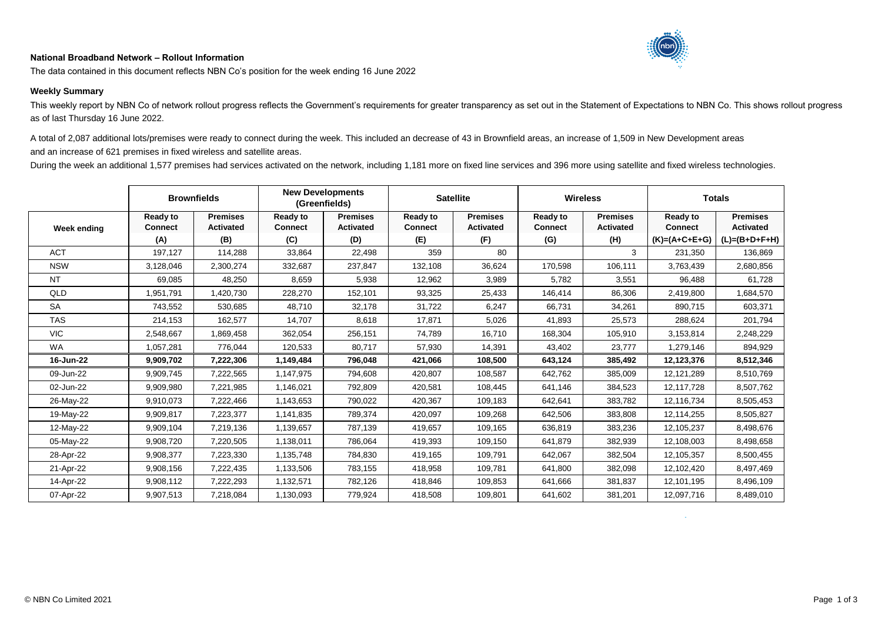**National Broadband Network – Rollout Information**

The data contained in this document reflects NBN Co's position for the week ending 16 June 2022

**Weekly Summary**

This weekly report by NBN Co of network rollout progress reflects the Government's requirements for greater transparency as set out in the Statement of Expectations to NBN Co. This shows rollout progress as of last Thursday 16 June 2022.

A total of 2,087 additional lots/premises were ready to connect during the week. This included an decrease of 43 in Brownfield areas, an increase of 1,509 in New Development areas and an increase of 621 premises in fixed wireless and satellite areas.

During the week an additional 1,577 premises had services activated on the network, including 1,181 more on fixed line services and 396 more using satellite and fixed wireless technologies.

| | Brownfields | | New Developments (Greenfields) | | Satellite | | Wireless | | Totals | |
|---|---|---|---|---|---|---|---|---|---|---|
| **Week ending** | **Ready to Connect** | **Premises Activated** | **Ready to Connect** | **Premises Activated** | **Ready to Connect** | **Premises Activated** | **Ready to Connect** | **Premises Activated** | **Ready to Connect** | **Premises Activated** |
| | **(A)** | **(B)** | **(C)** | **(D)** | **(E)** | **(F)** | **(G)** | **(H)** | **(K)=(A+C+E+G)** | **(L)=(B+D+F+H)** |
| ACT | 197,127 | 114,288 | 33,864 | 22,498 | 359 | 80 | | 3 | 231,350 | 136,869 |
| NSW | 3,128,046 | 2,300,274 | 332,687 | 237,847 | 132,108 | 36,624 | 170,598 | 106,111 | 3,763,439 | 2,680,856 |
| NT | 69,085 | 48,250 | 8,659 | 5,938 | 12,962 | 3,989 | 5,782 | 3,551 | 96,488 | 61,728 |
| QLD | 1,951,791 | 1,420,730 | 228,270 | 152,101 | 93,325 | 25,433 | 146,414 | 86,306 | 2,419,800 | 1,684,570 |
| SA | 743,552 | 530,685 | 48,710 | 32,178 | 31,722 | 6,247 | 66,731 | 34,261 | 890,715 | 603,371 |
| TAS | 214,153 | 162,577 | 14,707 | 8,618 | 17,871 | 5,026 | 41,893 | 25,573 | 288,624 | 201,794 |
| VIC | 2,548,667 | 1,869,458 | 362,054 | 256,151 | 74,789 | 16,710 | 168,304 | 105,910 | 3,153,814 | 2,248,229 |
| WA | 1,057,281 | 776,044 | 120,533 | 80,717 | 57,930 | 14,391 | 43,402 | 23,777 | 1,279,146 | 894,929 |
| **16-Jun-22** | **9,909,702** | **7,222,306** | **1,149,484** | **796,048** | **421,066** | **108,500** | **643,124** | **385,492** | **12,123,376** | **8,512,346** |
| 09-Jun-22 | 9,909,745 | 7,222,565 | 1,147,975 | 794,608 | 420,807 | 108,587 | 642,762 | 385,009 | 12,121,289 | 8,510,769 |
| 02-Jun-22 | 9,909,980 | 7,221,985 | 1,146,021 | 792,809 | 420,581 | 108,445 | 641,146 | 384,523 | 12,117,728 | 8,507,762 |
| 26-May-22 | 9,910,073 | 7,222,466 | 1,143,653 | 790,022 | 420,367 | 109,183 | 642,641 | 383,782 | 12,116,734 | 8,505,453 |
| 19-May-22 | 9,909,817 | 7,223,377 | 1,141,835 | 789,374 | 420,097 | 109,268 | 642,506 | 383,808 | 12,114,255 | 8,505,827 |
| 12-May-22 | 9,909,104 | 7,219,136 | 1,139,657 | 787,139 | 419,657 | 109,165 | 636,819 | 383,236 | 12,105,237 | 8,498,676 |
| 05-May-22 | 9,908,720 | 7,220,505 | 1,138,011 | 786,064 | 419,393 | 109,150 | 641,879 | 382,939 | 12,108,003 | 8,498,658 |
| 28-Apr-22 | 9,908,377 | 7,223,330 | 1,135,748 | 784,830 | 419,165 | 109,791 | 642,067 | 382,504 | 12,105,357 | 8,500,455 |
| 21-Apr-22 | 9,908,156 | 7,222,435 | 1,133,506 | 783,155 | 418,958 | 109,781 | 641,800 | 382,098 | 12,102,420 | 8,497,469 |
| 14-Apr-22 | 9,908,112 | 7,222,293 | 1,132,571 | 782,126 | 418,846 | 109,853 | 641,666 | 381,837 | 12,101,195 | 8,496,109 |
| 07-Apr-22 | 9,907,513 | 7,218,084 | 1,130,093 | 779,924 | 418,508 | 109,801 | 641,602 | 381,201 | 12,097,716 | 8,489,010 |

© NBN Co Limited 2021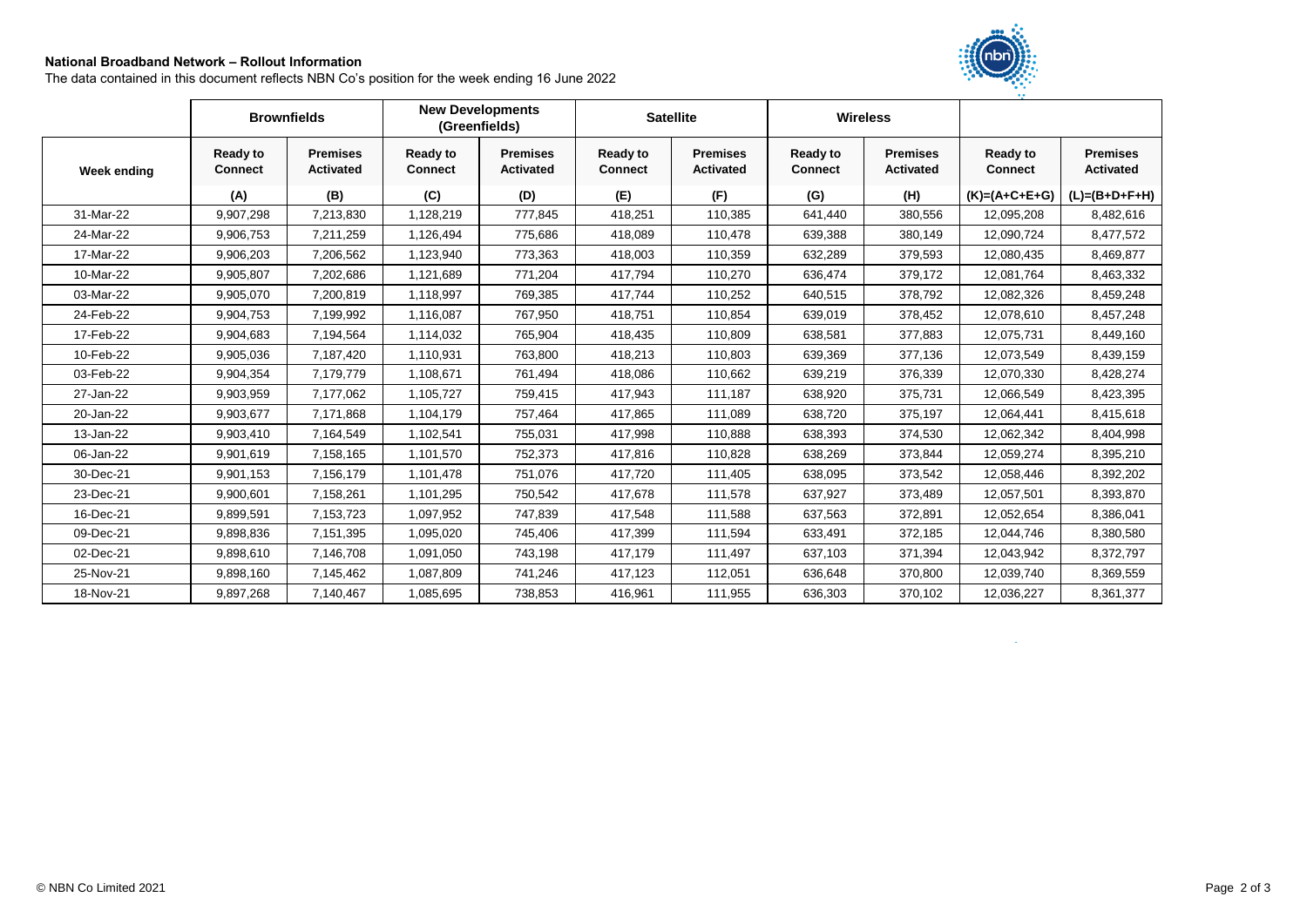**National Broadband Network – Rollout Information**

The data contained in this document reflects NBN Co's position for the week ending 16 June 2022

| | Brownfields | | New Developments (Greenfields) | | Satellite | | Wireless | | | |
|---|---|---|---|---|---|---|---|---|---|---|
| Week ending | Ready to Connect | Premises Activated | Ready to Connect | Premises Activated | Ready to Connect | Premises Activated | Ready to Connect | Premises Activated | Ready to Connect | Premises Activated |
| | (A) | (B) | (C) | (D) | (E) | (F) | (G) | (H) | (K)=(A+C+E+G) | (L)=(B+D+F+H) |
| 31-Mar-22 | 9,907,298 | 7,213,830 | 1,128,219 | 777,845 | 418,251 | 110,385 | 641,440 | 380,556 | 12,095,208 | 8,482,616 |
| 24-Mar-22 | 9,906,753 | 7,211,259 | 1,126,494 | 775,686 | 418,089 | 110,478 | 639,388 | 380,149 | 12,090,724 | 8,477,572 |
| 17-Mar-22 | 9,906,203 | 7,206,562 | 1,123,940 | 773,363 | 418,003 | 110,359 | 632,289 | 379,593 | 12,080,435 | 8,469,877 |
| 10-Mar-22 | 9,905,807 | 7,202,686 | 1,121,689 | 771,204 | 417,794 | 110,270 | 636,474 | 379,172 | 12,081,764 | 8,463,332 |
| 03-Mar-22 | 9,905,070 | 7,200,819 | 1,118,997 | 769,385 | 417,744 | 110,252 | 640,515 | 378,792 | 12,082,326 | 8,459,248 |
| 24-Feb-22 | 9,904,753 | 7,199,992 | 1,116,087 | 767,950 | 418,751 | 110,854 | 639,019 | 378,452 | 12,078,610 | 8,457,248 |
| 17-Feb-22 | 9,904,683 | 7,194,564 | 1,114,032 | 765,904 | 418,435 | 110,809 | 638,581 | 377,883 | 12,075,731 | 8,449,160 |
| 10-Feb-22 | 9,905,036 | 7,187,420 | 1,110,931 | 763,800 | 418,213 | 110,803 | 639,369 | 377,136 | 12,073,549 | 8,439,159 |
| 03-Feb-22 | 9,904,354 | 7,179,779 | 1,108,671 | 761,494 | 418,086 | 110,662 | 639,219 | 376,339 | 12,070,330 | 8,428,274 |
| 27-Jan-22 | 9,903,959 | 7,177,062 | 1,105,727 | 759,415 | 417,943 | 111,187 | 638,920 | 375,731 | 12,066,549 | 8,423,395 |
| 20-Jan-22 | 9,903,677 | 7,171,868 | 1,104,179 | 757,464 | 417,865 | 111,089 | 638,720 | 375,197 | 12,064,441 | 8,415,618 |
| 13-Jan-22 | 9,903,410 | 7,164,549 | 1,102,541 | 755,031 | 417,998 | 110,888 | 638,393 | 374,530 | 12,062,342 | 8,404,998 |
| 06-Jan-22 | 9,901,619 | 7,158,165 | 1,101,570 | 752,373 | 417,816 | 110,828 | 638,269 | 373,844 | 12,059,274 | 8,395,210 |
| 30-Dec-21 | 9,901,153 | 7,156,179 | 1,101,478 | 751,076 | 417,720 | 111,405 | 638,095 | 373,542 | 12,058,446 | 8,392,202 |
| 23-Dec-21 | 9,900,601 | 7,158,261 | 1,101,295 | 750,542 | 417,678 | 111,578 | 637,927 | 373,489 | 12,057,501 | 8,393,870 |
| 16-Dec-21 | 9,899,591 | 7,153,723 | 1,097,952 | 747,839 | 417,548 | 111,588 | 637,563 | 372,891 | 12,052,654 | 8,386,041 |
| 09-Dec-21 | 9,898,836 | 7,151,395 | 1,095,020 | 745,406 | 417,399 | 111,594 | 633,491 | 372,185 | 12,044,746 | 8,380,580 |
| 02-Dec-21 | 9,898,610 | 7,146,708 | 1,091,050 | 743,198 | 417,179 | 111,497 | 637,103 | 371,394 | 12,043,942 | 8,372,797 |
| 25-Nov-21 | 9,898,160 | 7,145,462 | 1,087,809 | 741,246 | 417,123 | 112,051 | 636,648 | 370,800 | 12,039,740 | 8,369,559 |
| 18-Nov-21 | 9,897,268 | 7,140,467 | 1,085,695 | 738,853 | 416,961 | 111,955 | 636,303 | 370,102 | 12,036,227 | 8,361,377 |

© NBN Co Limited 2021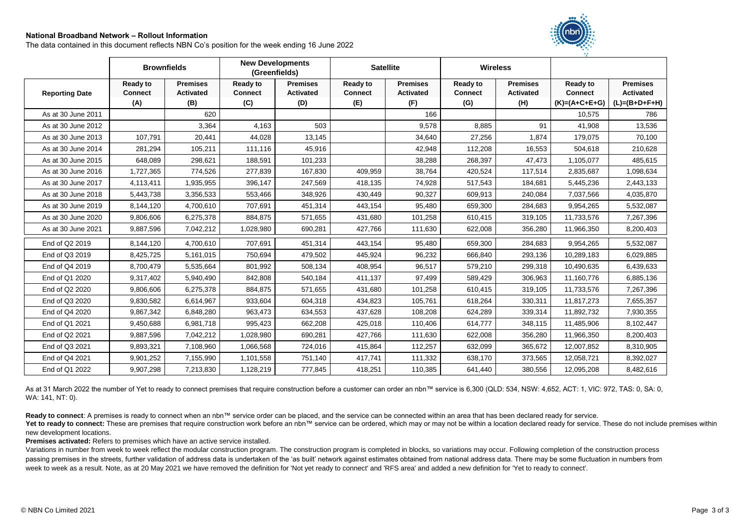**National Broadband Network – Rollout Information**

The data contained in this document reflects NBN Co's position for the week ending 16 June 2022

| | Brownfields | | New Developments (Greenfields) | | Satellite | | Wireless | | | |
|---|---|---|---|---|---|---|---|---|---|---|
| Reporting Date | Ready to Connect (A) | Premises Activated (B) | Ready to Connect (C) | Premises Activated (D) | Ready to Connect (E) | Premises Activated (F) | Ready to Connect (G) | Premises Activated (H) | Ready to Connect (K)=(A+C+E+G) | Premises Activated (L)=(B+D+F+H) |
| As at 30 June 2011 | | 620 | | | | 166 | | | 10,575 | 786 |
| As at 30 June 2012 | | 3,364 | 4,163 | 503 | | 9,578 | 8,885 | 91 | 41,908 | 13,536 |
| As at 30 June 2013 | 107,791 | 20,441 | 44,028 | 13,145 | | 34,640 | 27,256 | 1,874 | 179,075 | 70,100 |
| As at 30 June 2014 | 281,294 | 105,211 | 111,116 | 45,916 | | 42,948 | 112,208 | 16,553 | 504,618 | 210,628 |
| As at 30 June 2015 | 648,089 | 298,621 | 188,591 | 101,233 | | 38,288 | 268,397 | 47,473 | 1,105,077 | 485,615 |
| As at 30 June 2016 | 1,727,365 | 774,526 | 277,839 | 167,830 | 409,959 | 38,764 | 420,524 | 117,514 | 2,835,687 | 1,098,634 |
| As at 30 June 2017 | 4,113,411 | 1,935,955 | 396,147 | 247,569 | 418,135 | 74,928 | 517,543 | 184,681 | 5,445,236 | 2,443,133 |
| As at 30 June 2018 | 5,443,738 | 3,356,533 | 553,466 | 348,926 | 430,449 | 90,327 | 609,913 | 240,084 | 7,037,566 | 4,035,870 |
| As at 30 June 2019 | 8,144,120 | 4,700,610 | 707,691 | 451,314 | 443,154 | 95,480 | 659,300 | 284,683 | 9,954,265 | 5,532,087 |
| As at 30 June 2020 | 9,806,606 | 6,275,378 | 884,875 | 571,655 | 431,680 | 101,258 | 610,415 | 319,105 | 11,733,576 | 7,267,396 |
| As at 30 June 2021 | 9,887,596 | 7,042,212 | 1,028,980 | 690,281 | 427,766 | 111,630 | 622,008 | 356,280 | 11,966,350 | 8,200,403 |
| End of Q2 2019 | 8,144,120 | 4,700,610 | 707,691 | 451,314 | 443,154 | 95,480 | 659,300 | 284,683 | 9,954,265 | 5,532,087 |
| End of Q3 2019 | 8,425,725 | 5,161,015 | 750,694 | 479,502 | 445,924 | 96,232 | 666,840 | 293,136 | 10,289,183 | 6,029,885 |
| End of Q4 2019 | 8,700,479 | 5,535,664 | 801,992 | 508,134 | 408,954 | 96,517 | 579,210 | 299,318 | 10,490,635 | 6,439,633 |
| End of Q1 2020 | 9,317,402 | 5,940,490 | 842,808 | 540,184 | 411,137 | 97,499 | 589,429 | 306,963 | 11,160,776 | 6,885,136 |
| End of Q2 2020 | 9,806,606 | 6,275,378 | 884,875 | 571,655 | 431,680 | 101,258 | 610,415 | 319,105 | 11,733,576 | 7,267,396 |
| End of Q3 2020 | 9,830,582 | 6,614,967 | 933,604 | 604,318 | 434,823 | 105,761 | 618,264 | 330,311 | 11,817,273 | 7,655,357 |
| End of Q4 2020 | 9,867,342 | 6,848,280 | 963,473 | 634,553 | 437,628 | 108,208 | 624,289 | 339,314 | 11,892,732 | 7,930,355 |
| End of Q1 2021 | 9,450,688 | 6,981,718 | 995,423 | 662,208 | 425,018 | 110,406 | 614,777 | 348,115 | 11,485,906 | 8,102,447 |
| End of Q2 2021 | 9,887,596 | 7,042,212 | 1,028,980 | 690,281 | 427,766 | 111,630 | 622,008 | 356,280 | 11,966,350 | 8,200,403 |
| End of Q3 2021 | 9,893,321 | 7,108,960 | 1,066,568 | 724,016 | 415,864 | 112,257 | 632,099 | 365,672 | 12,007,852 | 8,310,905 |
| End of Q4 2021 | 9,901,252 | 7,155,990 | 1,101,558 | 751,140 | 417,741 | 111,332 | 638,170 | 373,565 | 12,058,721 | 8,392,027 |
| End of Q1 2022 | 9,907,298 | 7,213,830 | 1,128,219 | 777,845 | 418,251 | 110,385 | 641,440 | 380,556 | 12,095,208 | 8,482,616 |

As at 31 March 2022 the number of Yet to ready to connect premises that require construction before a customer can order an nbn™ service is 6,300 (QLD: 534, NSW: 4,652, ACT: 1, VIC: 972, TAS: 0, SA: 0, WA: 141, NT: 0).

**Ready to connect**: A premises is ready to connect when an nbn™ service order can be placed, and the service can be connected within an area that has been declared ready for service.

**Yet to ready to connect:** These are premises that require construction work before an nbn™ service can be ordered, which may or may not be within a location declared ready for service. These do not include premises within new development locations.

**Premises activated:** Refers to premises which have an active service installed.

Variations in number from week to week reflect the modular construction program. The construction program is completed in blocks, so variations may occur. Following completion of the construction process passing premises in the streets, further validation of address data is undertaken of the 'as built' network against estimates obtained from national address data. There may be some fluctuation in numbers from week to week as a result. Note, as at 20 May 2021 we have removed the definition for 'Not yet ready to connect' and 'RFS area' and added a new definition for 'Yet to ready to connect'.

© NBN Co Limited 2021